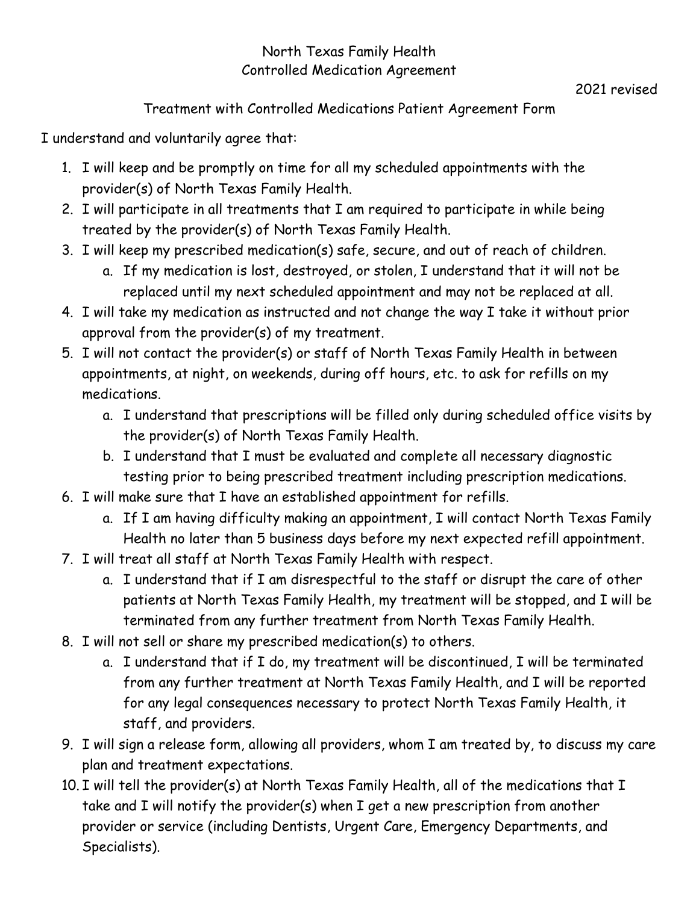# North Texas Family Health
## Controlled Medication Agreement

2021 revised

### Treatment with Controlled Medications Patient Agreement Form

I understand and voluntarily agree that:

1. I will keep and be promptly on time for all my scheduled appointments with the provider(s) of North Texas Family Health.
2. I will participate in all treatments that I am required to participate in while being treated by the provider(s) of North Texas Family Health.
3. I will keep my prescribed medication(s) safe, secure, and out of reach of children.
   a. If my medication is lost, destroyed, or stolen, I understand that it will not be replaced until my next scheduled appointment and may not be replaced at all.
4. I will take my medication as instructed and not change the way I take it without prior approval from the provider(s) of my treatment.
5. I will not contact the provider(s) or staff of North Texas Family Health in between appointments, at night, on weekends, during off hours, etc. to ask for refills on my medications.
   a. I understand that prescriptions will be filled only during scheduled office visits by the provider(s) of North Texas Family Health.
   b. I understand that I must be evaluated and complete all necessary diagnostic testing prior to being prescribed treatment including prescription medications.
6. I will make sure that I have an established appointment for refills.
   a. If I am having difficulty making an appointment, I will contact North Texas Family Health no later than 5 business days before my next expected refill appointment.
7. I will treat all staff at North Texas Family Health with respect.
   a. I understand that if I am disrespectful to the staff or disrupt the care of other patients at North Texas Family Health, my treatment will be stopped, and I will be terminated from any further treatment from North Texas Family Health.
8. I will not sell or share my prescribed medication(s) to others.
   a. I understand that if I do, my treatment will be discontinued, I will be terminated from any further treatment at North Texas Family Health, and I will be reported for any legal consequences necessary to protect North Texas Family Health, it staff, and providers.
9. I will sign a release form, allowing all providers, whom I am treated by, to discuss my care plan and treatment expectations.
10. I will tell the provider(s) at North Texas Family Health, all of the medications that I take and I will notify the provider(s) when I get a new prescription from another provider or service (including Dentists, Urgent Care, Emergency Departments, and Specialists).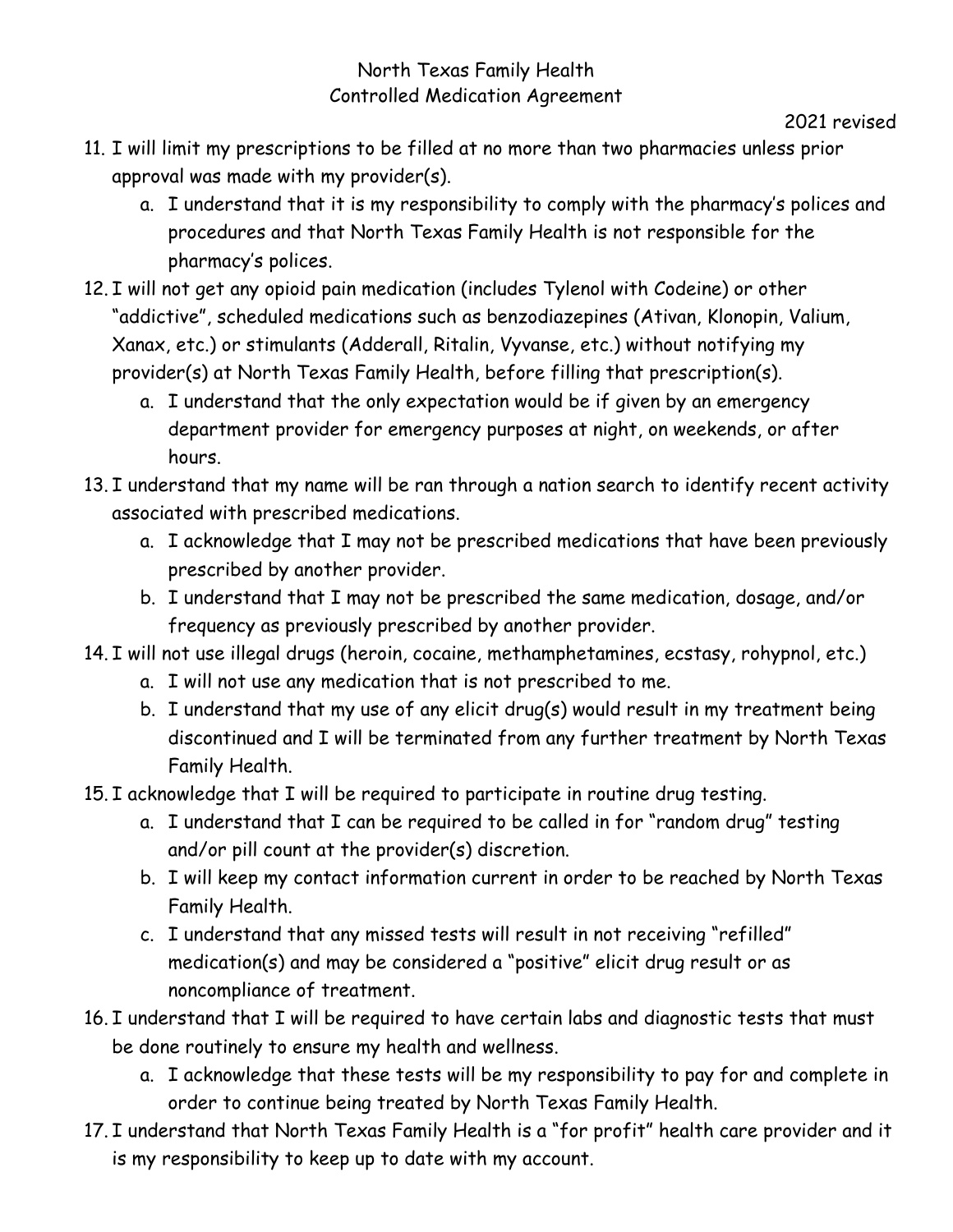North Texas Family Health
Controlled Medication Agreement

2021 revised

11. I will limit my prescriptions to be filled at no more than two pharmacies unless prior approval was made with my provider(s).
    a. I understand that it is my responsibility to comply with the pharmacy's polices and procedures and that North Texas Family Health is not responsible for the pharmacy's polices.
12. I will not get any opioid pain medication (includes Tylenol with Codeine) or other "addictive", scheduled medications such as benzodiazepines (Ativan, Klonopin, Valium, Xanax, etc.) or stimulants (Adderall, Ritalin, Vyvanse, etc.) without notifying my provider(s) at North Texas Family Health, before filling that prescription(s).
    a. I understand that the only expectation would be if given by an emergency department provider for emergency purposes at night, on weekends, or after hours.
13. I understand that my name will be ran through a nation search to identify recent activity associated with prescribed medications.
    a. I acknowledge that I may not be prescribed medications that have been previously prescribed by another provider.
    b. I understand that I may not be prescribed the same medication, dosage, and/or frequency as previously prescribed by another provider.
14. I will not use illegal drugs (heroin, cocaine, methamphetamines, ecstasy, rohypnol, etc.)
    a. I will not use any medication that is not prescribed to me.
    b. I understand that my use of any elicit drug(s) would result in my treatment being discontinued and I will be terminated from any further treatment by North Texas Family Health.
15. I acknowledge that I will be required to participate in routine drug testing.
    a. I understand that I can be required to be called in for "random drug" testing and/or pill count at the provider(s) discretion.
    b. I will keep my contact information current in order to be reached by North Texas Family Health.
    c. I understand that any missed tests will result in not receiving "refilled" medication(s) and may be considered a "positive" elicit drug result or as noncompliance of treatment.
16. I understand that I will be required to have certain labs and diagnostic tests that must be done routinely to ensure my health and wellness.
    a. I acknowledge that these tests will be my responsibility to pay for and complete in order to continue being treated by North Texas Family Health.
17. I understand that North Texas Family Health is a "for profit" health care provider and it is my responsibility to keep up to date with my account.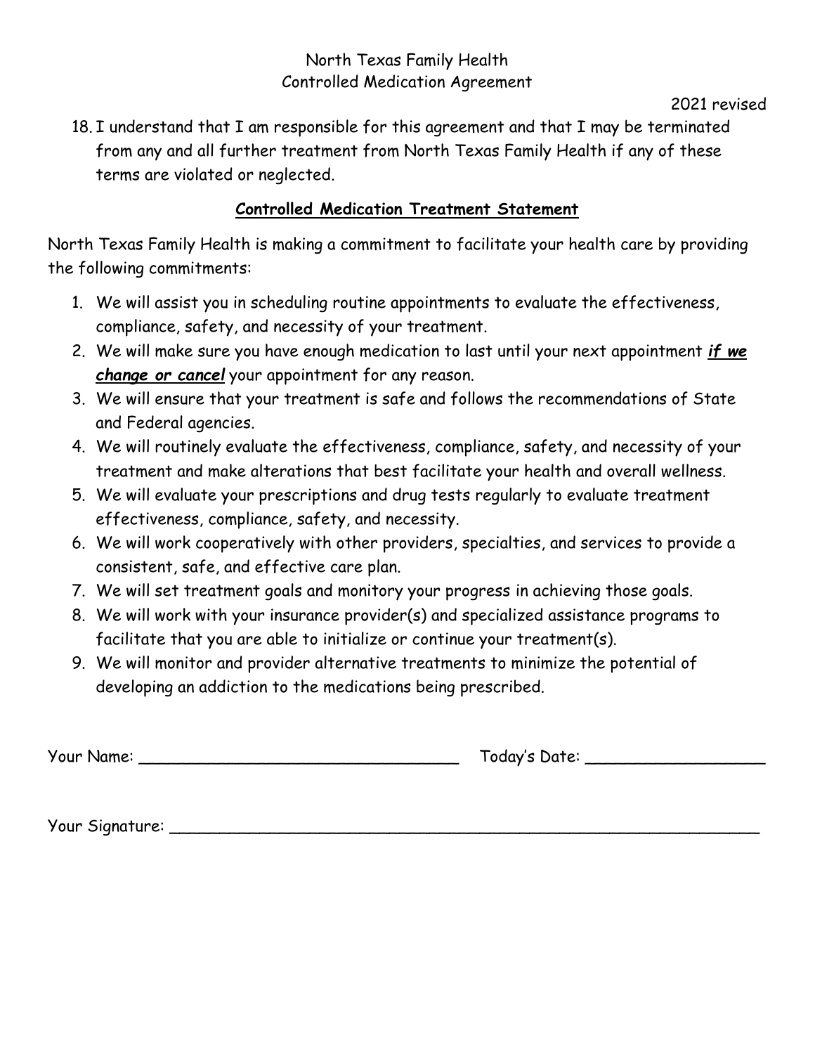North Texas Family Health
Controlled Medication Agreement

2021 revised

18. I understand that I am responsible for this agreement and that I may be terminated from any and all further treatment from North Texas Family Health if any of these terms are violated or neglected.

## **Controlled Medication Treatment Statement**

North Texas Family Health is making a commitment to facilitate your health care by providing the following commitments:

1. We will assist you in scheduling routine appointments to evaluate the effectiveness, compliance, safety, and necessity of your treatment.
2. We will make sure you have enough medication to last until your next appointment ***if we change or cancel*** your appointment for any reason.
3. We will ensure that your treatment is safe and follows the recommendations of State and Federal agencies.
4. We will routinely evaluate the effectiveness, compliance, safety, and necessity of your treatment and make alterations that best facilitate your health and overall wellness.
5. We will evaluate your prescriptions and drug tests regularly to evaluate treatment effectiveness, compliance, safety, and necessity.
6. We will work cooperatively with other providers, specialties, and services to provide a consistent, safe, and effective care plan.
7. We will set treatment goals and monitor your progress in achieving those goals.
8. We will work with your insurance provider(s) and specialized assistance programs to facilitate that you are able to initialize or continue your treatment(s).
9. We will monitor and provider alternative treatments to minimize the potential of developing an addiction to the medications being prescribed.

Your Name: ________________________________ Today's Date: __________________

Your Signature: ____________________________________________________________